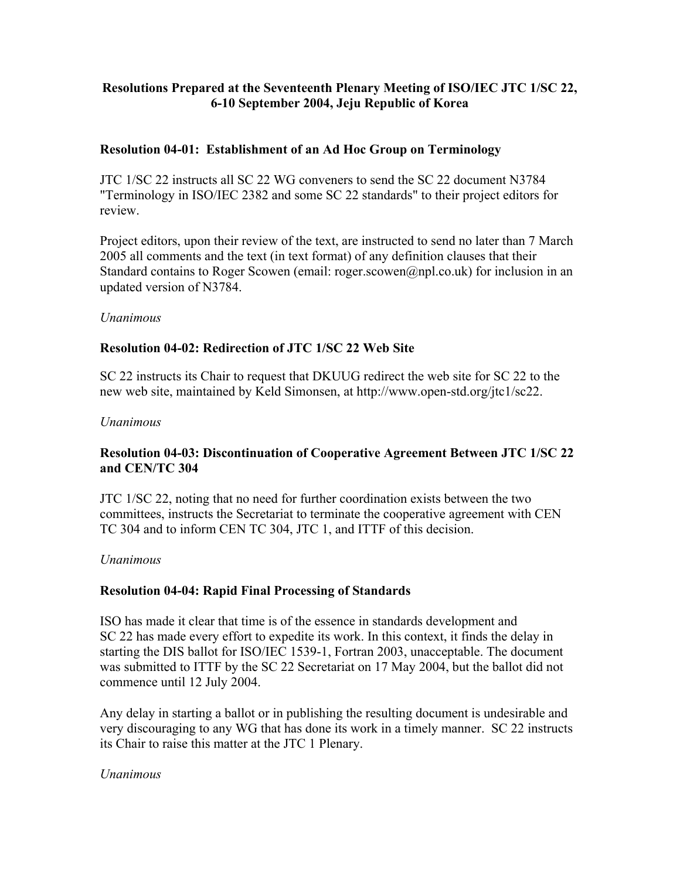# Resolutions Prepared at the Seventeenth Plenary Meeting of ISO/IEC JTC 1/SC 22, 6-10 September 2004, Jeju Republic of Korea

## Resolution 04-01: Establishment of an Ad Hoc Group on Terminology

JTC 1/SC 22 instructs all SC 22 WG conveners to send the SC 22 document N3784 "Terminology in ISO/IEC 2382 and some SC 22 standards" to their project editors for review.

Project editors, upon their review of the text, are instructed to send no later than 7 March 2005 all comments and the text (in text format) of any definition clauses that their Standard contains to Roger Scowen (email: roger.scowen@npl.co.uk) for inclusion in an updated version of N3784.

*Unanimous*

## Resolution 04-02: Redirection of JTC 1/SC 22 Web Site

SC 22 instructs its Chair to request that DKUUG redirect the web site for SC 22 to the new web site, maintained by Keld Simonsen, at http://www.open-std.org/jtc1/sc22.

*Unanimous*

## Resolution 04-03: Discontinuation of Cooperative Agreement Between JTC 1/SC 22 and CEN/TC 304

JTC 1/SC 22, noting that no need for further coordination exists between the two committees, instructs the Secretariat to terminate the cooperative agreement with CEN TC 304 and to inform CEN TC 304, JTC 1, and ITTF of this decision.

*Unanimous*

## Resolution 04-04: Rapid Final Processing of Standards

ISO has made it clear that time is of the essence in standards development and SC 22 has made every effort to expedite its work. In this context, it finds the delay in starting the DIS ballot for ISO/IEC 1539-1, Fortran 2003, unacceptable. The document was submitted to ITTF by the SC 22 Secretariat on 17 May 2004, but the ballot did not commence until 12 July 2004.

Any delay in starting a ballot or in publishing the resulting document is undesirable and very discouraging to any WG that has done its work in a timely manner. SC 22 instructs its Chair to raise this matter at the JTC 1 Plenary.

*Unanimous*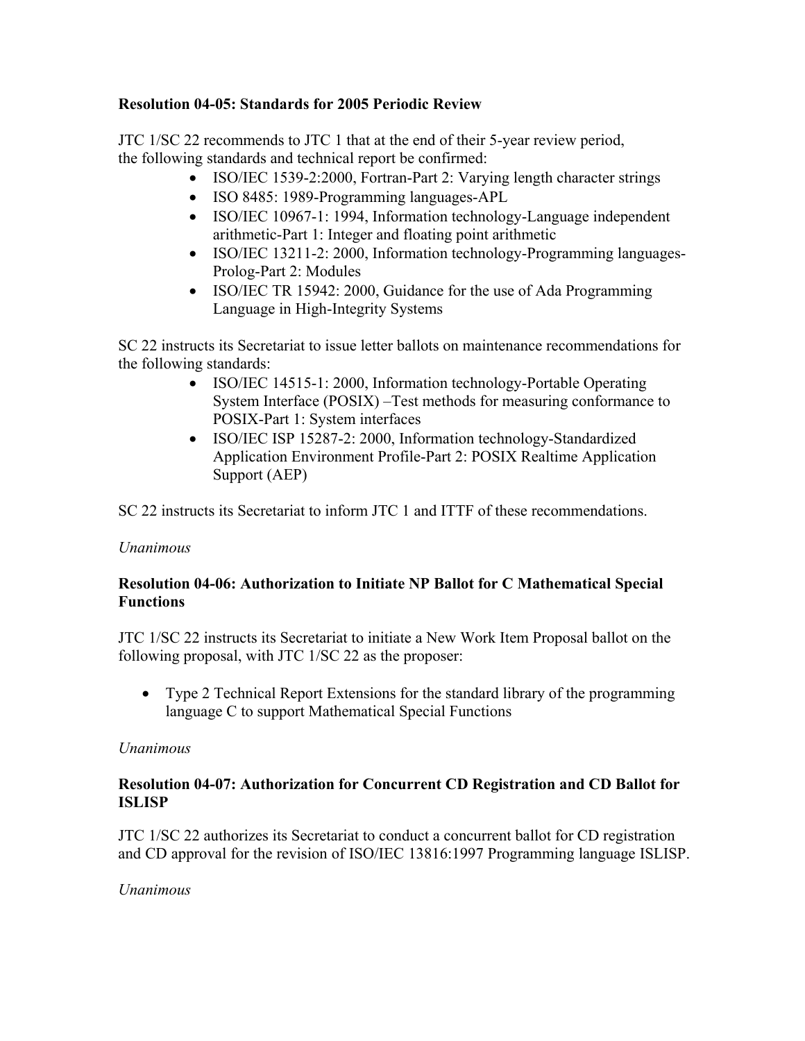**Resolution 04-05: Standards for 2005 Periodic Review**

JTC 1/SC 22 recommends to JTC 1 that at the end of their 5-year review period, the following standards and technical report be confirmed:

- ISO/IEC 1539-2:2000, Fortran-Part 2: Varying length character strings
- ISO 8485: 1989-Programming languages-APL
- ISO/IEC 10967-1: 1994, Information technology-Language independent arithmetic-Part 1: Integer and floating point arithmetic
- ISO/IEC 13211-2: 2000, Information technology-Programming languages-Prolog-Part 2: Modules
- ISO/IEC TR 15942: 2000, Guidance for the use of Ada Programming Language in High-Integrity Systems

SC 22 instructs its Secretariat to issue letter ballots on maintenance recommendations for the following standards:

- ISO/IEC 14515-1: 2000, Information technology-Portable Operating System Interface (POSIX) –Test methods for measuring conformance to POSIX-Part 1: System interfaces
- ISO/IEC ISP 15287-2: 2000, Information technology-Standardized Application Environment Profile-Part 2: POSIX Realtime Application Support (AEP)

SC 22 instructs its Secretariat to inform JTC 1 and ITTF of these recommendations.

*Unanimous*

**Resolution 04-06: Authorization to Initiate NP Ballot for C Mathematical Special Functions**

JTC 1/SC 22 instructs its Secretariat to initiate a New Work Item Proposal ballot on the following proposal, with JTC 1/SC 22 as the proposer:

- Type 2 Technical Report Extensions for the standard library of the programming language C to support Mathematical Special Functions

*Unanimous*

**Resolution 04-07: Authorization for Concurrent CD Registration and CD Ballot for ISLISP**

JTC 1/SC 22 authorizes its Secretariat to conduct a concurrent ballot for CD registration and CD approval for the revision of ISO/IEC 13816:1997 Programming language ISLISP.

*Unanimous*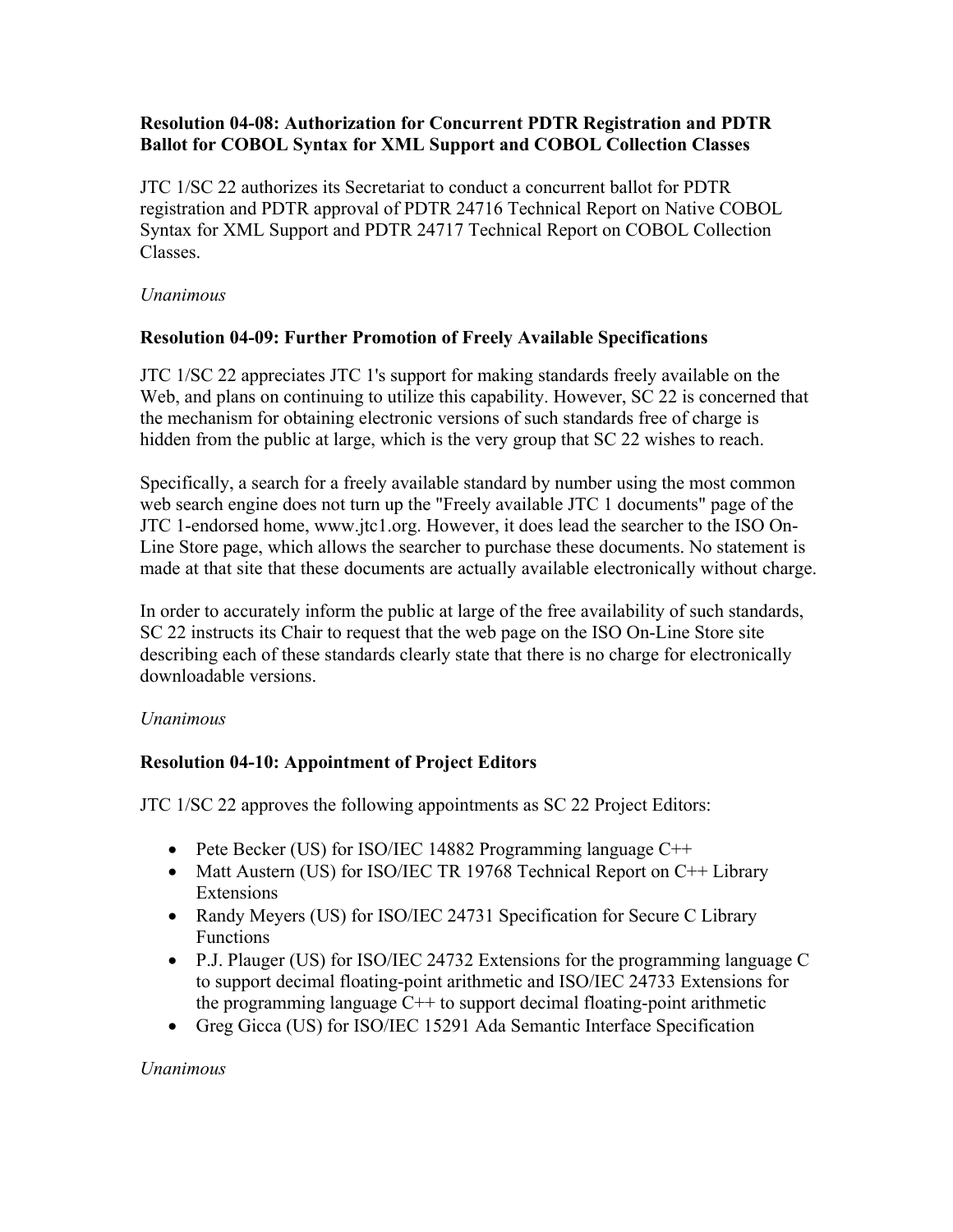### Resolution 04-08: Authorization for Concurrent PDTR Registration and PDTR Ballot for COBOL Syntax for XML Support and COBOL Collection Classes

JTC 1/SC 22 authorizes its Secretariat to conduct a concurrent ballot for PDTR registration and PDTR approval of PDTR 24716 Technical Report on Native COBOL Syntax for XML Support and PDTR 24717 Technical Report on COBOL Collection Classes.

*Unanimous*

### Resolution 04-09: Further Promotion of Freely Available Specifications

JTC 1/SC 22 appreciates JTC 1's support for making standards freely available on the Web, and plans on continuing to utilize this capability. However, SC 22 is concerned that the mechanism for obtaining electronic versions of such standards free of charge is hidden from the public at large, which is the very group that SC 22 wishes to reach.

Specifically, a search for a freely available standard by number using the most common web search engine does not turn up the "Freely available JTC 1 documents" page of the JTC 1-endorsed home, www.jtc1.org. However, it does lead the searcher to the ISO On-Line Store page, which allows the searcher to purchase these documents. No statement is made at that site that these documents are actually available electronically without charge.

In order to accurately inform the public at large of the free availability of such standards, SC 22 instructs its Chair to request that the web page on the ISO On-Line Store site describing each of these standards clearly state that there is no charge for electronically downloadable versions.

*Unanimous*

### Resolution 04-10: Appointment of Project Editors

JTC 1/SC 22 approves the following appointments as SC 22 Project Editors:

- Pete Becker (US) for ISO/IEC 14882 Programming language C++
- Matt Austern (US) for ISO/IEC TR 19768 Technical Report on C++ Library Extensions
- Randy Meyers (US) for ISO/IEC 24731 Specification for Secure C Library Functions
- P.J. Plauger (US) for ISO/IEC 24732 Extensions for the programming language C to support decimal floating-point arithmetic and ISO/IEC 24733 Extensions for the programming language C++ to support decimal floating-point arithmetic
- Greg Gicca (US) for ISO/IEC 15291 Ada Semantic Interface Specification

*Unanimous*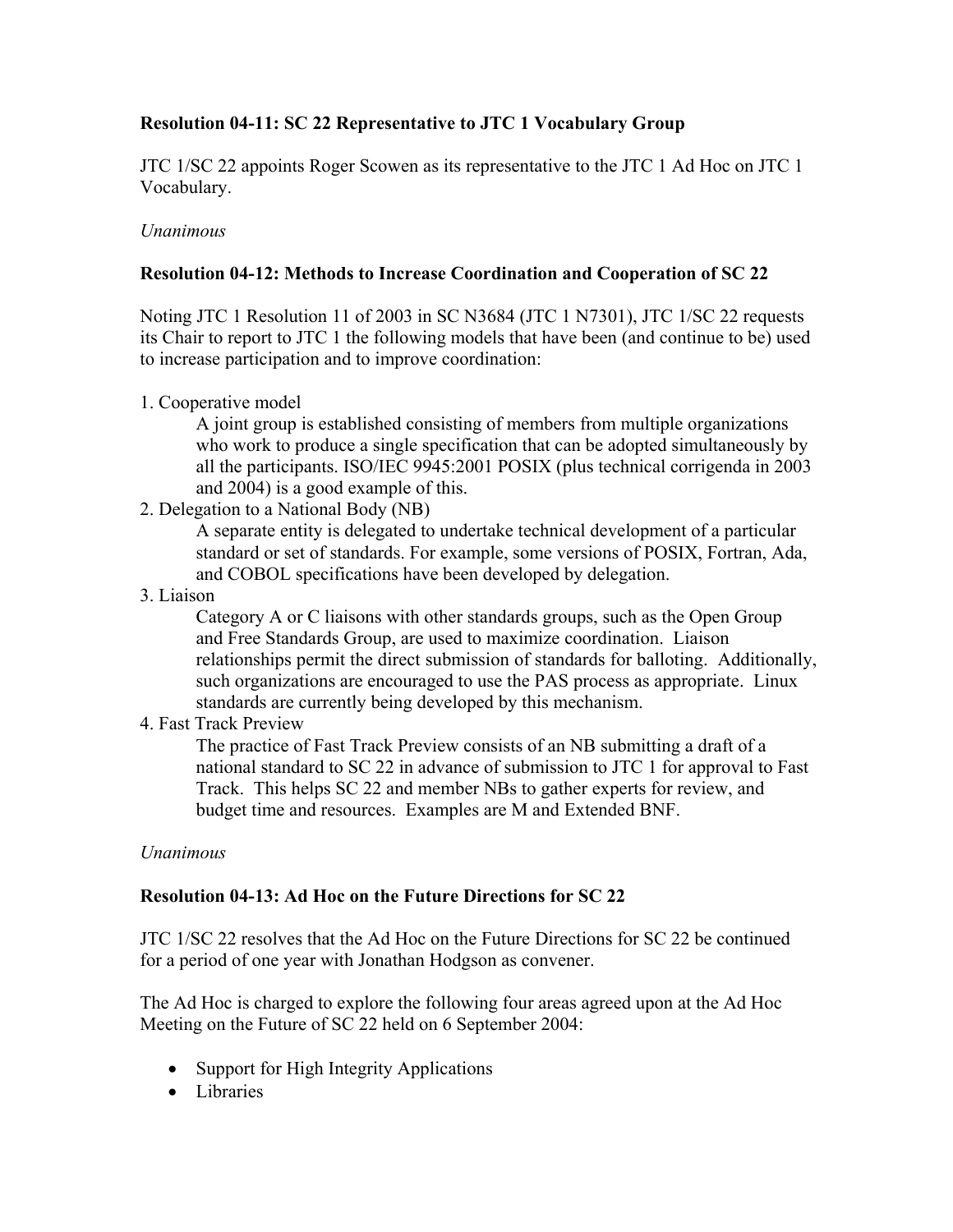**Resolution 04-11: SC 22 Representative to JTC 1 Vocabulary Group**

JTC 1/SC 22 appoints Roger Scowen as its representative to the JTC 1 Ad Hoc on JTC 1 Vocabulary.

*Unanimous*

**Resolution 04-12: Methods to Increase Coordination and Cooperation of SC 22**

Noting JTC 1 Resolution 11 of 2003 in SC N3684 (JTC 1 N7301), JTC 1/SC 22 requests its Chair to report to JTC 1 the following models that have been (and continue to be) used to increase participation and to improve coordination:

1. Cooperative model

   A joint group is established consisting of members from multiple organizations who work to produce a single specification that can be adopted simultaneously by all the participants. ISO/IEC 9945:2001 POSIX (plus technical corrigenda in 2003 and 2004) is a good example of this.

2. Delegation to a National Body (NB)

   A separate entity is delegated to undertake technical development of a particular standard or set of standards. For example, some versions of POSIX, Fortran, Ada, and COBOL specifications have been developed by delegation.

3. Liaison

   Category A or C liaisons with other standards groups, such as the Open Group and Free Standards Group, are used to maximize coordination. Liaison relationships permit the direct submission of standards for balloting. Additionally, such organizations are encouraged to use the PAS process as appropriate. Linux standards are currently being developed by this mechanism.

4. Fast Track Preview

   The practice of Fast Track Preview consists of an NB submitting a draft of a national standard to SC 22 in advance of submission to JTC 1 for approval to Fast Track. This helps SC 22 and member NBs to gather experts for review, and budget time and resources. Examples are M and Extended BNF.

*Unanimous*

**Resolution 04-13: Ad Hoc on the Future Directions for SC 22**

JTC 1/SC 22 resolves that the Ad Hoc on the Future Directions for SC 22 be continued for a period of one year with Jonathan Hodgson as convener.

The Ad Hoc is charged to explore the following four areas agreed upon at the Ad Hoc Meeting on the Future of SC 22 held on 6 September 2004:

- Support for High Integrity Applications
- Libraries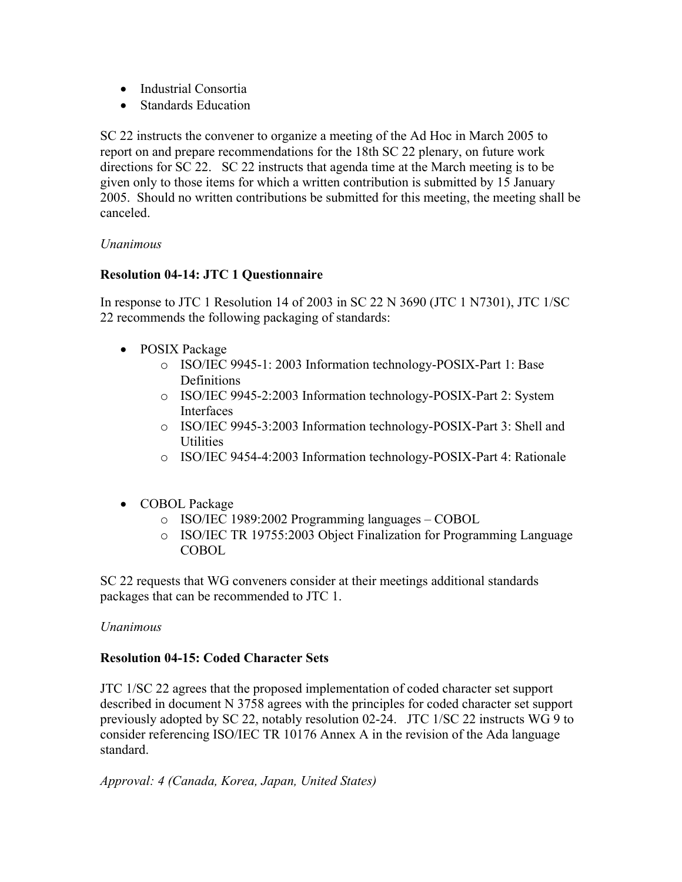- Industrial Consortia
- Standards Education

SC 22 instructs the convener to organize a meeting of the Ad Hoc in March 2005 to report on and prepare recommendations for the 18th SC 22 plenary, on future work directions for SC 22. SC 22 instructs that agenda time at the March meeting is to be given only to those items for which a written contribution is submitted by 15 January 2005. Should no written contributions be submitted for this meeting, the meeting shall be canceled.

*Unanimous*

**Resolution 04-14: JTC 1 Questionnaire**

In response to JTC 1 Resolution 14 of 2003 in SC 22 N 3690 (JTC 1 N7301), JTC 1/SC 22 recommends the following packaging of standards:

- POSIX Package
  - ISO/IEC 9945-1: 2003 Information technology-POSIX-Part 1: Base Definitions
  - ISO/IEC 9945-2:2003 Information technology-POSIX-Part 2: System Interfaces
  - ISO/IEC 9945-3:2003 Information technology-POSIX-Part 3: Shell and Utilities
  - ISO/IEC 9454-4:2003 Information technology-POSIX-Part 4: Rationale

- COBOL Package
  - ISO/IEC 1989:2002 Programming languages – COBOL
  - ISO/IEC TR 19755:2003 Object Finalization for Programming Language COBOL

SC 22 requests that WG conveners consider at their meetings additional standards packages that can be recommended to JTC 1.

*Unanimous*

**Resolution 04-15: Coded Character Sets**

JTC 1/SC 22 agrees that the proposed implementation of coded character set support described in document N 3758 agrees with the principles for coded character set support previously adopted by SC 22, notably resolution 02-24. JTC 1/SC 22 instructs WG 9 to consider referencing ISO/IEC TR 10176 Annex A in the revision of the Ada language standard.

*Approval: 4 (Canada, Korea, Japan, United States)*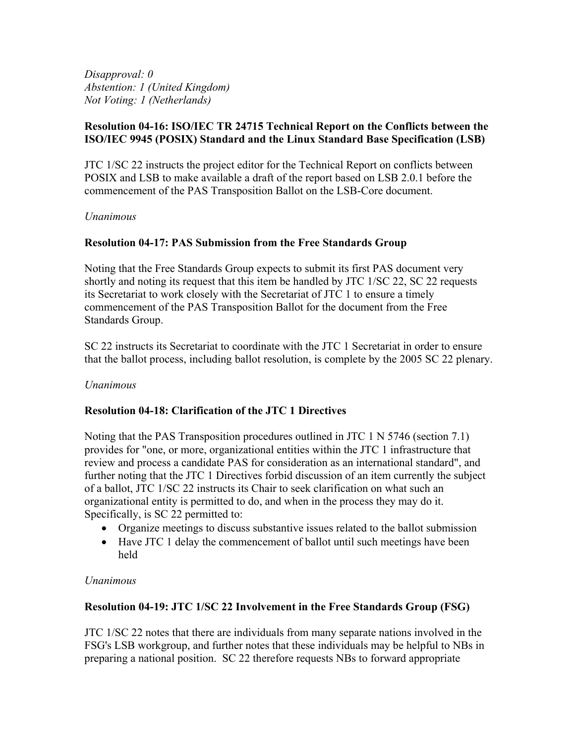*Disapproval: 0*
*Abstention: 1 (United Kingdom)*
*Not Voting: 1 (Netherlands)*

**Resolution 04-16: ISO/IEC TR 24715 Technical Report on the Conflicts between the ISO/IEC 9945 (POSIX) Standard and the Linux Standard Base Specification (LSB)**

JTC 1/SC 22 instructs the project editor for the Technical Report on conflicts between POSIX and LSB to make available a draft of the report based on LSB 2.0.1 before the commencement of the PAS Transposition Ballot on the LSB-Core document.

*Unanimous*

**Resolution 04-17: PAS Submission from the Free Standards Group**

Noting that the Free Standards Group expects to submit its first PAS document very shortly and noting its request that this item be handled by JTC 1/SC 22, SC 22 requests its Secretariat to work closely with the Secretariat of JTC 1 to ensure a timely commencement of the PAS Transposition Ballot for the document from the Free Standards Group.

SC 22 instructs its Secretariat to coordinate with the JTC 1 Secretariat in order to ensure that the ballot process, including ballot resolution, is complete by the 2005 SC 22 plenary.

*Unanimous*

**Resolution 04-18: Clarification of the JTC 1 Directives**

Noting that the PAS Transposition procedures outlined in JTC 1 N 5746 (section 7.1) provides for "one, or more, organizational entities within the JTC 1 infrastructure that review and process a candidate PAS for consideration as an international standard", and further noting that the JTC 1 Directives forbid discussion of an item currently the subject of a ballot, JTC 1/SC 22 instructs its Chair to seek clarification on what such an organizational entity is permitted to do, and when in the process they may do it. Specifically, is SC 22 permitted to:

- Organize meetings to discuss substantive issues related to the ballot submission
- Have JTC 1 delay the commencement of ballot until such meetings have been held

*Unanimous*

**Resolution 04-19: JTC 1/SC 22 Involvement in the Free Standards Group (FSG)**

JTC 1/SC 22 notes that there are individuals from many separate nations involved in the FSG's LSB workgroup, and further notes that these individuals may be helpful to NBs in preparing a national position. SC 22 therefore requests NBs to forward appropriate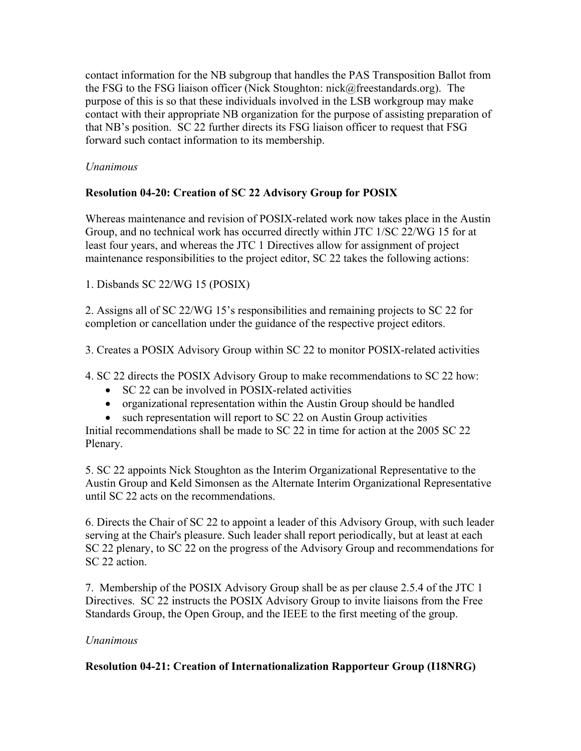contact information for the NB subgroup that handles the PAS Transposition Ballot from the FSG to the FSG liaison officer (Nick Stoughton: nick@freestandards.org). The purpose of this is so that these individuals involved in the LSB workgroup may make contact with their appropriate NB organization for the purpose of assisting preparation of that NB's position. SC 22 further directs its FSG liaison officer to request that FSG forward such contact information to its membership.

*Unanimous*

**Resolution 04-20: Creation of SC 22 Advisory Group for POSIX**

Whereas maintenance and revision of POSIX-related work now takes place in the Austin Group, and no technical work has occurred directly within JTC 1/SC 22/WG 15 for at least four years, and whereas the JTC 1 Directives allow for assignment of project maintenance responsibilities to the project editor, SC 22 takes the following actions:

1. Disbands SC 22/WG 15 (POSIX)

2. Assigns all of SC 22/WG 15's responsibilities and remaining projects to SC 22 for completion or cancellation under the guidance of the respective project editors.

3. Creates a POSIX Advisory Group within SC 22 to monitor POSIX-related activities

4. SC 22 directs the POSIX Advisory Group to make recommendations to SC 22 how:
   - SC 22 can be involved in POSIX-related activities
   - organizational representation within the Austin Group should be handled
   - such representation will report to SC 22 on Austin Group activities

Initial recommendations shall be made to SC 22 in time for action at the 2005 SC 22 Plenary.

5. SC 22 appoints Nick Stoughton as the Interim Organizational Representative to the Austin Group and Keld Simonsen as the Alternate Interim Organizational Representative until SC 22 acts on the recommendations.

6. Directs the Chair of SC 22 to appoint a leader of this Advisory Group, with such leader serving at the Chair's pleasure. Such leader shall report periodically, but at least at each SC 22 plenary, to SC 22 on the progress of the Advisory Group and recommendations for SC 22 action.

7. Membership of the POSIX Advisory Group shall be as per clause 2.5.4 of the JTC 1 Directives. SC 22 instructs the POSIX Advisory Group to invite liaisons from the Free Standards Group, the Open Group, and the IEEE to the first meeting of the group.

*Unanimous*

**Resolution 04-21: Creation of Internationalization Rapporteur Group (I18NRG)**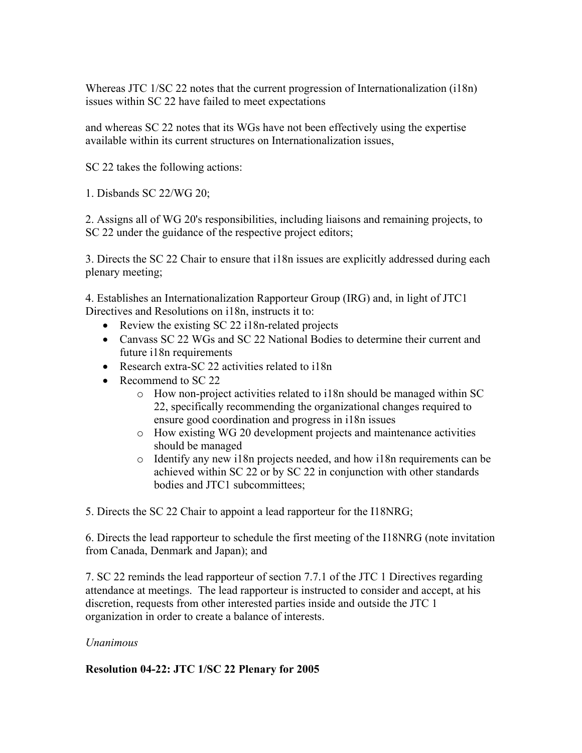Whereas JTC 1/SC 22 notes that the current progression of Internationalization (i18n) issues within SC 22 have failed to meet expectations

and whereas SC 22 notes that its WGs have not been effectively using the expertise available within its current structures on Internationalization issues,

SC 22 takes the following actions:

1. Disbands SC 22/WG 20;

2. Assigns all of WG 20's responsibilities, including liaisons and remaining projects, to SC 22 under the guidance of the respective project editors;

3. Directs the SC 22 Chair to ensure that i18n issues are explicitly addressed during each plenary meeting;

4. Establishes an Internationalization Rapporteur Group (IRG) and, in light of JTC1 Directives and Resolutions on i18n, instructs it to:
    - Review the existing SC 22 i18n-related projects
    - Canvass SC 22 WGs and SC 22 National Bodies to determine their current and future i18n requirements
    - Research extra-SC 22 activities related to i18n
    - Recommend to SC 22
        - How non-project activities related to i18n should be managed within SC 22, specifically recommending the organizational changes required to ensure good coordination and progress in i18n issues
        - How existing WG 20 development projects and maintenance activities should be managed
        - Identify any new i18n projects needed, and how i18n requirements can be achieved within SC 22 or by SC 22 in conjunction with other standards bodies and JTC1 subcommittees;

5. Directs the SC 22 Chair to appoint a lead rapporteur for the I18NRG;

6. Directs the lead rapporteur to schedule the first meeting of the I18NRG (note invitation from Canada, Denmark and Japan); and

7. SC 22 reminds the lead rapporteur of section 7.7.1 of the JTC 1 Directives regarding attendance at meetings. The lead rapporteur is instructed to consider and accept, at his discretion, requests from other interested parties inside and outside the JTC 1 organization in order to create a balance of interests.

*Unanimous*

**Resolution 04-22: JTC 1/SC 22 Plenary for 2005**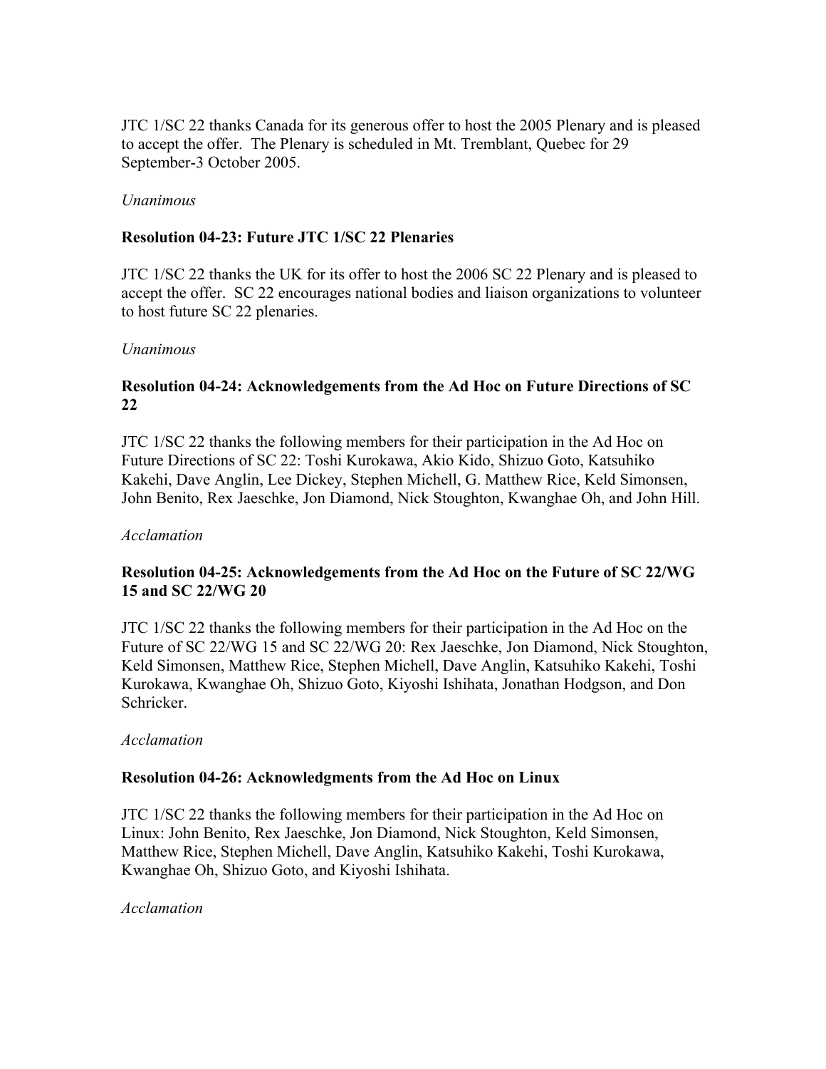JTC 1/SC 22 thanks Canada for its generous offer to host the 2005 Plenary and is pleased to accept the offer. The Plenary is scheduled in Mt. Tremblant, Quebec for 29 September-3 October 2005.

*Unanimous*

### Resolution 04-23: Future JTC 1/SC 22 Plenaries

JTC 1/SC 22 thanks the UK for its offer to host the 2006 SC 22 Plenary and is pleased to accept the offer. SC 22 encourages national bodies and liaison organizations to volunteer to host future SC 22 plenaries.

*Unanimous*

### Resolution 04-24: Acknowledgements from the Ad Hoc on Future Directions of SC 22

JTC 1/SC 22 thanks the following members for their participation in the Ad Hoc on Future Directions of SC 22: Toshi Kurokawa, Akio Kido, Shizuo Goto, Katsuhiko Kakehi, Dave Anglin, Lee Dickey, Stephen Michell, G. Matthew Rice, Keld Simonsen, John Benito, Rex Jaeschke, Jon Diamond, Nick Stoughton, Kwanghae Oh, and John Hill.

*Acclamation*

### Resolution 04-25: Acknowledgements from the Ad Hoc on the Future of SC 22/WG 15 and SC 22/WG 20

JTC 1/SC 22 thanks the following members for their participation in the Ad Hoc on the Future of SC 22/WG 15 and SC 22/WG 20: Rex Jaeschke, Jon Diamond, Nick Stoughton, Keld Simonsen, Matthew Rice, Stephen Michell, Dave Anglin, Katsuhiko Kakehi, Toshi Kurokawa, Kwanghae Oh, Shizuo Goto, Kiyoshi Ishihata, Jonathan Hodgson, and Don Schricker.

*Acclamation*

### Resolution 04-26: Acknowledgments from the Ad Hoc on Linux

JTC 1/SC 22 thanks the following members for their participation in the Ad Hoc on Linux: John Benito, Rex Jaeschke, Jon Diamond, Nick Stoughton, Keld Simonsen, Matthew Rice, Stephen Michell, Dave Anglin, Katsuhiko Kakehi, Toshi Kurokawa, Kwanghae Oh, Shizuo Goto, and Kiyoshi Ishihata.

*Acclamation*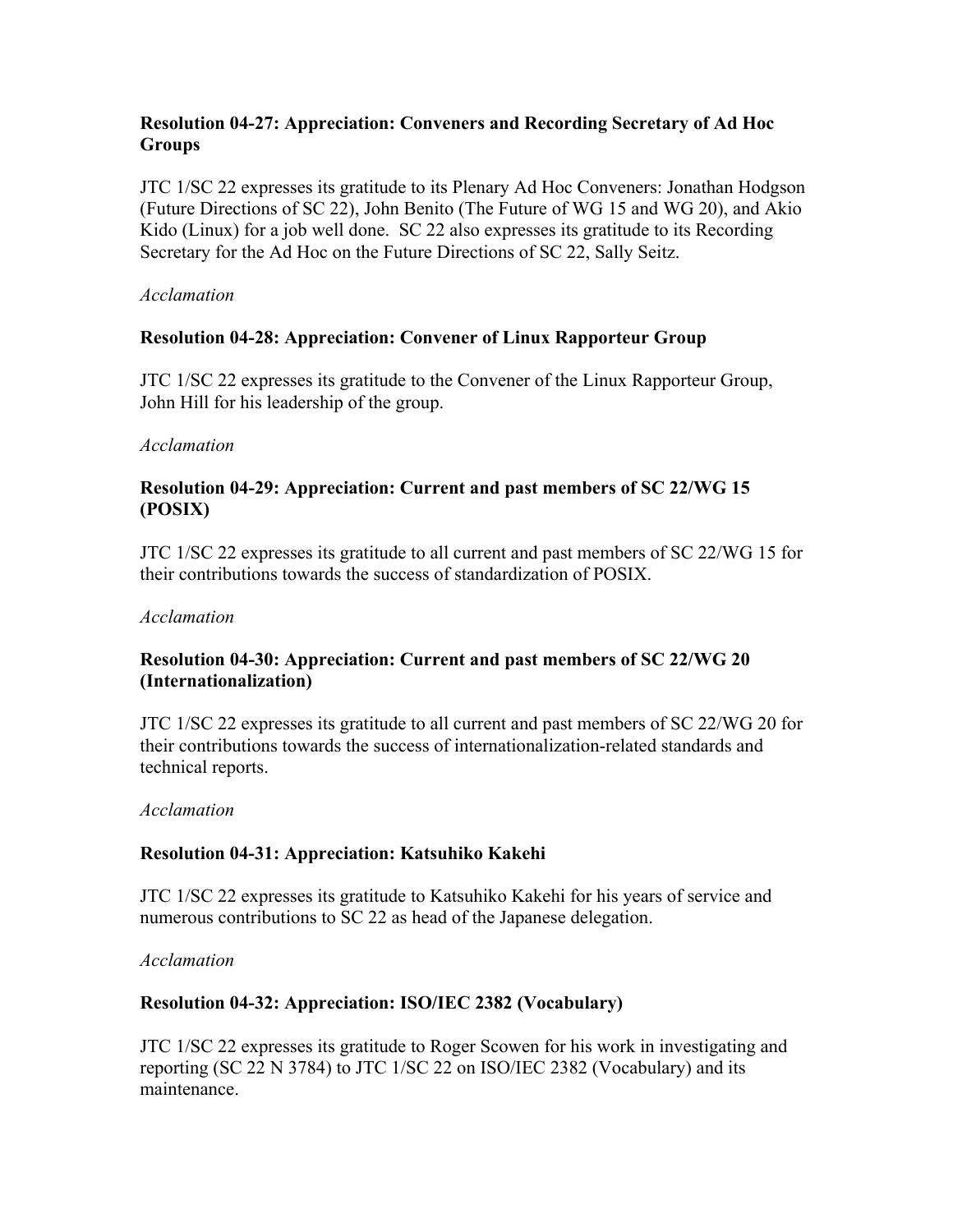**Resolution 04-27: Appreciation: Conveners and Recording Secretary of Ad Hoc Groups**

JTC 1/SC 22 expresses its gratitude to its Plenary Ad Hoc Conveners: Jonathan Hodgson (Future Directions of SC 22), John Benito (The Future of WG 15 and WG 20), and Akio Kido (Linux) for a job well done. SC 22 also expresses its gratitude to its Recording Secretary for the Ad Hoc on the Future Directions of SC 22, Sally Seitz.

*Acclamation*

**Resolution 04-28: Appreciation: Convener of Linux Rapporteur Group**

JTC 1/SC 22 expresses its gratitude to the Convener of the Linux Rapporteur Group, John Hill for his leadership of the group.

*Acclamation*

**Resolution 04-29: Appreciation: Current and past members of SC 22/WG 15 (POSIX)**

JTC 1/SC 22 expresses its gratitude to all current and past members of SC 22/WG 15 for their contributions towards the success of standardization of POSIX.

*Acclamation*

**Resolution 04-30: Appreciation: Current and past members of SC 22/WG 20 (Internationalization)**

JTC 1/SC 22 expresses its gratitude to all current and past members of SC 22/WG 20 for their contributions towards the success of internationalization-related standards and technical reports.

*Acclamation*

**Resolution 04-31: Appreciation: Katsuhiko Kakehi**

JTC 1/SC 22 expresses its gratitude to Katsuhiko Kakehi for his years of service and numerous contributions to SC 22 as head of the Japanese delegation.

*Acclamation*

**Resolution 04-32: Appreciation: ISO/IEC 2382 (Vocabulary)**

JTC 1/SC 22 expresses its gratitude to Roger Scowen for his work in investigating and reporting (SC 22 N 3784) to JTC 1/SC 22 on ISO/IEC 2382 (Vocabulary) and its maintenance.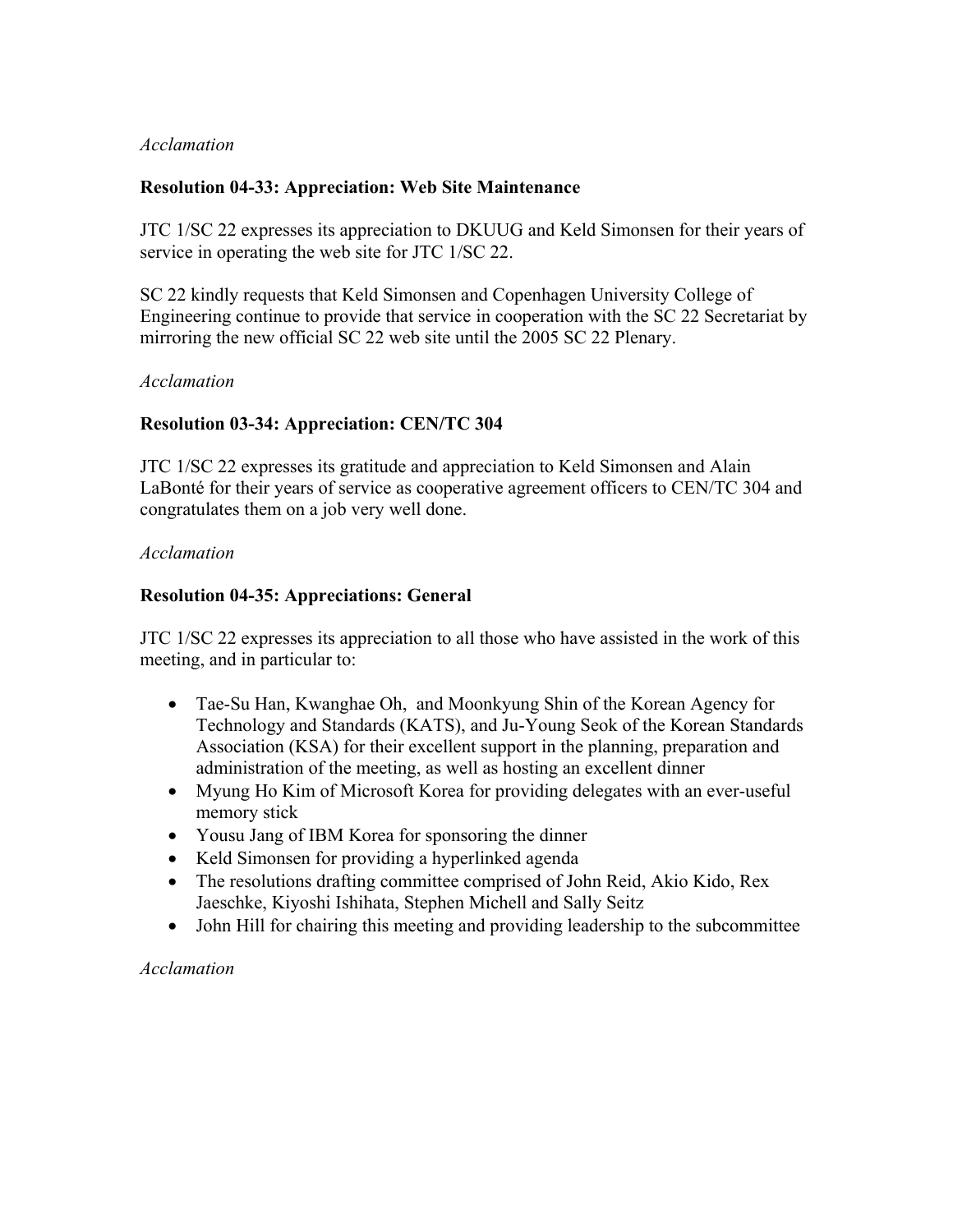*Acclamation*

**Resolution 04-33: Appreciation: Web Site Maintenance**

JTC 1/SC 22 expresses its appreciation to DKUUG and Keld Simonsen for their years of service in operating the web site for JTC 1/SC 22.

SC 22 kindly requests that Keld Simonsen and Copenhagen University College of Engineering continue to provide that service in cooperation with the SC 22 Secretariat by mirroring the new official SC 22 web site until the 2005 SC 22 Plenary.

*Acclamation*

**Resolution 03-34: Appreciation: CEN/TC 304**

JTC 1/SC 22 expresses its gratitude and appreciation to Keld Simonsen and Alain LaBonté for their years of service as cooperative agreement officers to CEN/TC 304 and congratulates them on a job very well done.

*Acclamation*

**Resolution 04-35: Appreciations: General**

JTC 1/SC 22 expresses its appreciation to all those who have assisted in the work of this meeting, and in particular to:

- Tae-Su Han, Kwanghae Oh, and Moonkyung Shin of the Korean Agency for Technology and Standards (KATS), and Ju-Young Seok of the Korean Standards Association (KSA) for their excellent support in the planning, preparation and administration of the meeting, as well as hosting an excellent dinner
- Myung Ho Kim of Microsoft Korea for providing delegates with an ever-useful memory stick
- Yousu Jang of IBM Korea for sponsoring the dinner
- Keld Simonsen for providing a hyperlinked agenda
- The resolutions drafting committee comprised of John Reid, Akio Kido, Rex Jaeschke, Kiyoshi Ishihata, Stephen Michell and Sally Seitz
- John Hill for chairing this meeting and providing leadership to the subcommittee

*Acclamation*